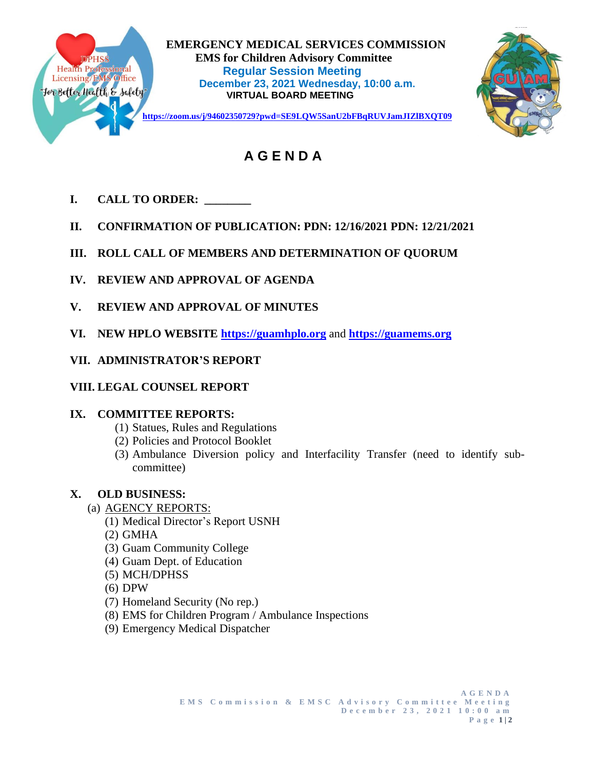**EMERGENCY MEDICAL SERVICES COMMISSION**
**EMS for Children Advisory Committee**
**Regular Session Meeting**
**December 23, 2021 Wednesday, 10:00 a.m.**
**VIRTUAL BOARD MEETING**

https://zoom.us/j/94602350729?pwd=SE9LQW5SanU2bFBqRUVJamJIZlBXQT09

# A G E N D A

**I. CALL TO ORDER: ________**

**II. CONFIRMATION OF PUBLICATION: PDN: 12/16/2021 PDN: 12/21/2021**

**III. ROLL CALL OF MEMBERS AND DETERMINATION OF QUORUM**

**IV. REVIEW AND APPROVAL OF AGENDA**

**V. REVIEW AND APPROVAL OF MINUTES**

**VI. NEW HPLO WEBSITE https://guamhplo.org and https://guamems.org**

**VII. ADMINISTRATOR'S REPORT**

**VIII. LEGAL COUNSEL REPORT**

**IX. COMMITTEE REPORTS:**

(1) Statues, Rules and Regulations
(2) Policies and Protocol Booklet
(3) Ambulance Diversion policy and Interfacility Transfer (need to identify sub-committee)

**X. OLD BUSINESS:**

(a) AGENCY REPORTS:

(1) Medical Director's Report USNH
(2) GMHA
(3) Guam Community College
(4) Guam Dept. of Education
(5) MCH/DPHSS
(6) DPW
(7) Homeland Security (No rep.)
(8) EMS for Children Program / Ambulance Inspections
(9) Emergency Medical Dispatcher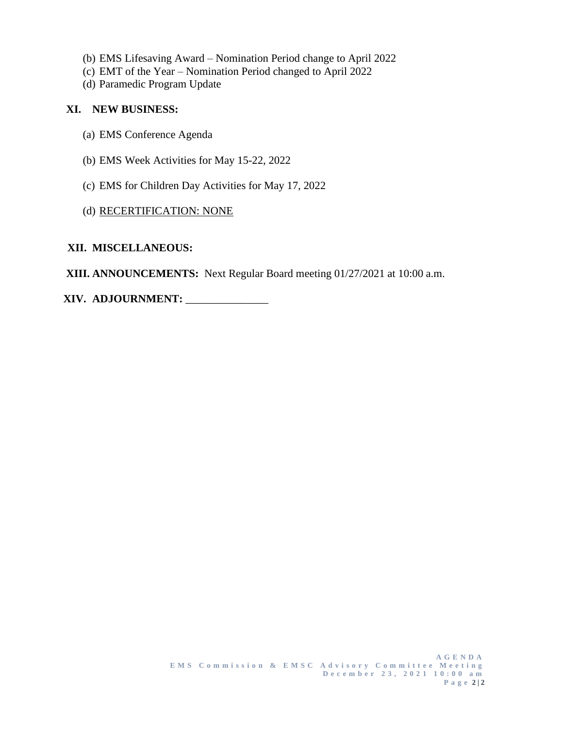(b) EMS Lifesaving Award – Nomination Period change to April 2022
(c) EMT of the Year – Nomination Period changed to April 2022
(d) Paramedic Program Update

**XI. NEW BUSINESS:**

(a) EMS Conference Agenda

(b) EMS Week Activities for May 15-22, 2022

(c) EMS for Children Day Activities for May 17, 2022

(d) <u>RECERTIFICATION: NONE</u>

**XII. MISCELLANEOUS:**

**XIII. ANNOUNCEMENTS:** Next Regular Board meeting 01/27/2021 at 10:00 a.m.

**XIV. ADJOURNMENT:** _______________